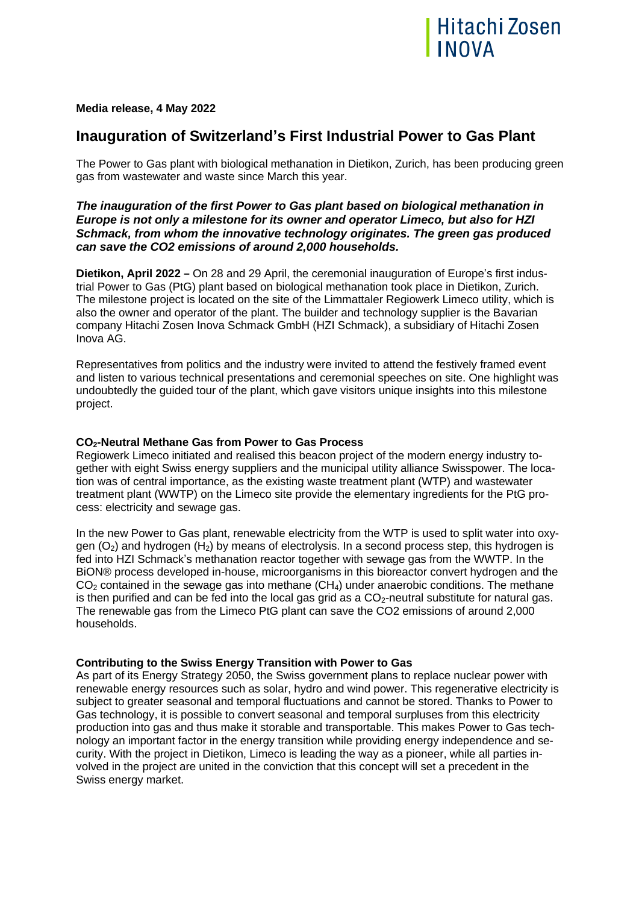**Media release, 4 May 2022**

# Inauguration of Switzerland's First Industrial Power to Gas Plant

The Power to Gas plant with biological methanation in Dietikon, Zurich, has been producing green gas from wastewater and waste since March this year.

***The inauguration of the first Power to Gas plant based on biological methanation in Europe is not only a milestone for its owner and operator Limeco, but also for HZI Schmack, from whom the innovative technology originates. The green gas produced can save the CO2 emissions of around 2,000 households.***

**Dietikon, April 2022 –** On 28 and 29 April, the ceremonial inauguration of Europe's first industrial Power to Gas (PtG) plant based on biological methanation took place in Dietikon, Zurich. The milestone project is located on the site of the Limmattaler Regiowerk Limeco utility, which is also the owner and operator of the plant. The builder and technology supplier is the Bavarian company Hitachi Zosen Inova Schmack GmbH (HZI Schmack), a subsidiary of Hitachi Zosen Inova AG.

Representatives from politics and the industry were invited to attend the festively framed event and listen to various technical presentations and ceremonial speeches on site. One highlight was undoubtedly the guided tour of the plant, which gave visitors unique insights into this milestone project.

## $CO_2$-Neutral Methane Gas from Power to Gas Process

Regiowerk Limeco initiated and realised this beacon project of the modern energy industry together with eight Swiss energy suppliers and the municipal utility alliance Swisspower. The location was of central importance, as the existing waste treatment plant (WTP) and wastewater treatment plant (WWTP) on the Limeco site provide the elementary ingredients for the PtG process: electricity and sewage gas.

In the new Power to Gas plant, renewable electricity from the WTP is used to split water into oxygen ($O_2$) and hydrogen ($H_2$) by means of electrolysis. In a second process step, this hydrogen is fed into HZI Schmack's methanation reactor together with sewage gas from the WWTP. In the BiON® process developed in-house, microorganisms in this bioreactor convert hydrogen and the $CO_2$ contained in the sewage gas into methane ($CH_4$) under anaerobic conditions. The methane is then purified and can be fed into the local gas grid as a $CO_2$-neutral substitute for natural gas. The renewable gas from the Limeco PtG plant can save the CO2 emissions of around 2,000 households.

## Contributing to the Swiss Energy Transition with Power to Gas

As part of its Energy Strategy 2050, the Swiss government plans to replace nuclear power with renewable energy resources such as solar, hydro and wind power. This regenerative electricity is subject to greater seasonal and temporal fluctuations and cannot be stored. Thanks to Power to Gas technology, it is possible to convert seasonal and temporal surpluses from this electricity production into gas and thus make it storable and transportable. This makes Power to Gas technology an important factor in the energy transition while providing energy independence and security. With the project in Dietikon, Limeco is leading the way as a pioneer, while all parties involved in the project are united in the conviction that this concept will set a precedent in the Swiss energy market.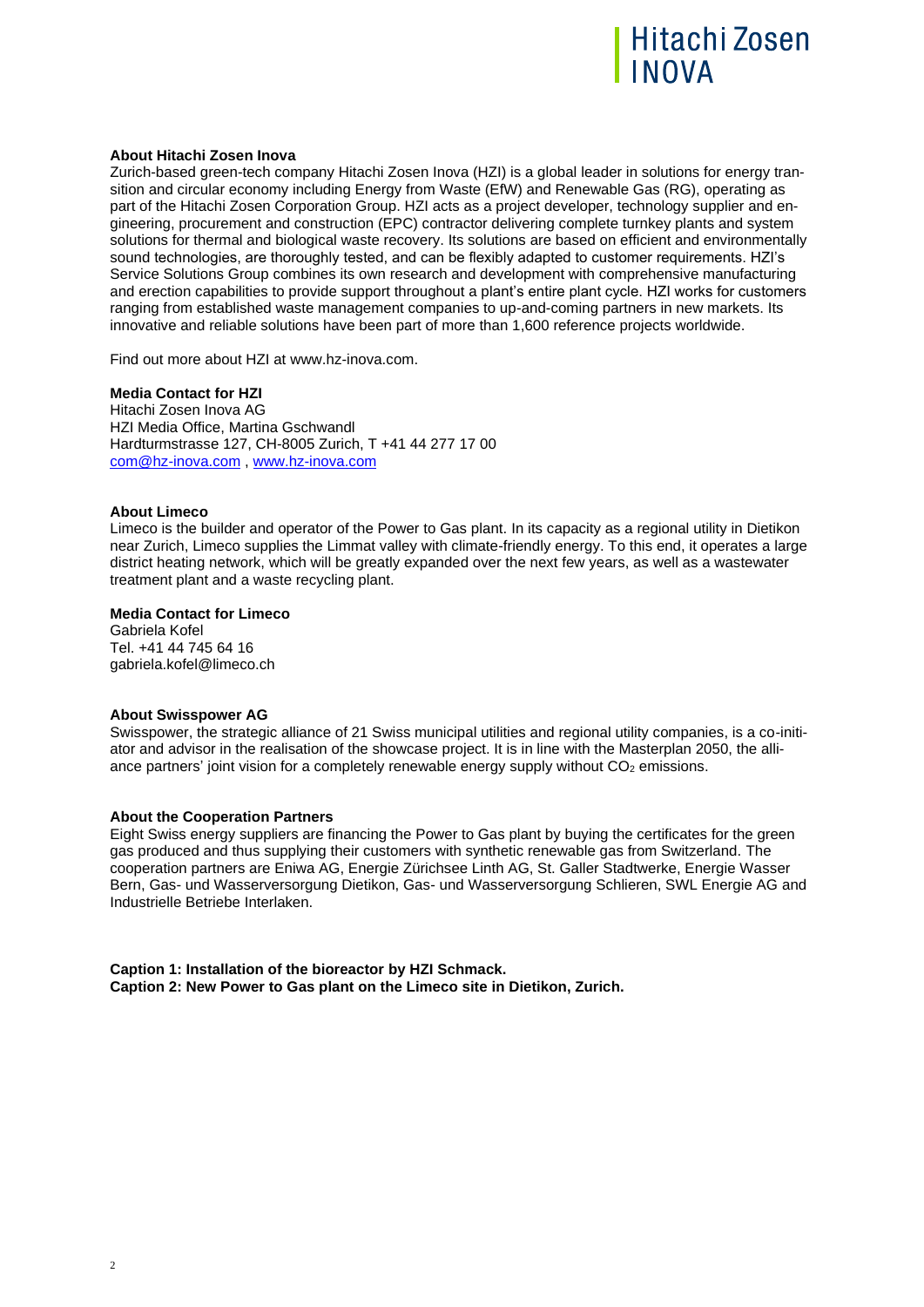**About Hitachi Zosen Inova**

Zurich-based green-tech company Hitachi Zosen Inova (HZI) is a global leader in solutions for energy transition and circular economy including Energy from Waste (EfW) and Renewable Gas (RG), operating as part of the Hitachi Zosen Corporation Group. HZI acts as a project developer, technology supplier and engineering, procurement and construction (EPC) contractor delivering complete turnkey plants and system solutions for thermal and biological waste recovery. Its solutions are based on efficient and environmentally sound technologies, are thoroughly tested, and can be flexibly adapted to customer requirements. HZI's Service Solutions Group combines its own research and development with comprehensive manufacturing and erection capabilities to provide support throughout a plant's entire plant cycle. HZI works for customers ranging from established waste management companies to up-and-coming partners in new markets. Its innovative and reliable solutions have been part of more than 1,600 reference projects worldwide.

Find out more about HZI at www.hz-inova.com.

**Media Contact for HZI**

Hitachi Zosen Inova AG
HZI Media Office, Martina Gschwandl
Hardturmstrasse 127, CH-8005 Zurich, T +41 44 277 17 00
com@hz-inova.com , www.hz-inova.com

**About Limeco**

Limeco is the builder and operator of the Power to Gas plant. In its capacity as a regional utility in Dietikon near Zurich, Limeco supplies the Limmat valley with climate-friendly energy. To this end, it operates a large district heating network, which will be greatly expanded over the next few years, as well as a wastewater treatment plant and a waste recycling plant.

**Media Contact for Limeco**

Gabriela Kofel
Tel. +41 44 745 64 16
gabriela.kofel@limeco.ch

**About Swisspower AG**

Swisspower, the strategic alliance of 21 Swiss municipal utilities and regional utility companies, is a co-initiator and advisor in the realisation of the showcase project. It is in line with the Masterplan 2050, the alliance partners' joint vision for a completely renewable energy supply without $CO_2$ emissions.

**About the Cooperation Partners**

Eight Swiss energy suppliers are financing the Power to Gas plant by buying the certificates for the green gas produced and thus supplying their customers with synthetic renewable gas from Switzerland. The cooperation partners are Eniwa AG, Energie Zürichsee Linth AG, St. Galler Stadtwerke, Energie Wasser Bern, Gas- und Wasserversorgung Dietikon, Gas- und Wasserversorgung Schlieren, SWL Energie AG and Industrielle Betriebe Interlaken.

**Caption 1: Installation of the bioreactor by HZI Schmack.**
**Caption 2: New Power to Gas plant on the Limeco site in Dietikon, Zurich.**